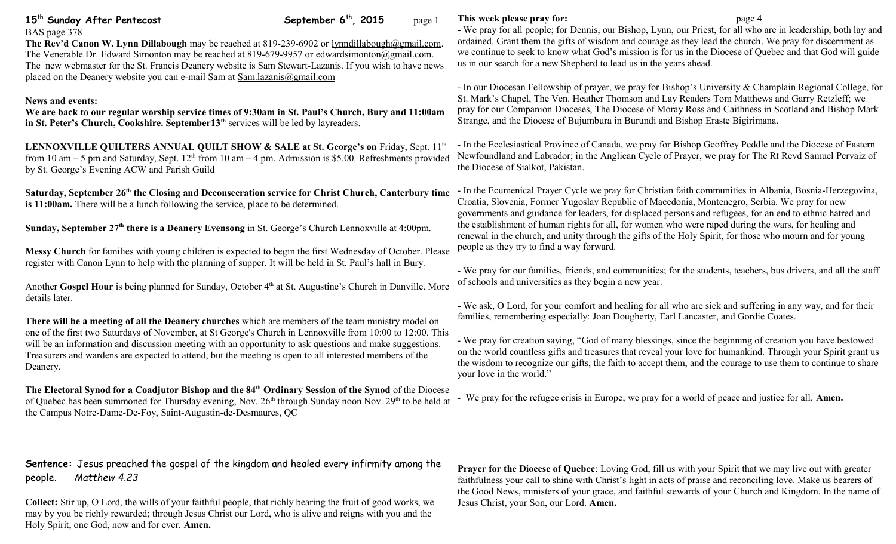# 15th Sunday After Pentecost — September 6th, 2015

BAS page 378

**The Rev'd Canon W. Lynn Dillabough** may be reached at 819-239-6902 or lynndillabough@gmail.com. The Venerable Dr. Edward Simonton may be reached at 819-679-9957 or edwardsimonton@gmail.com. The new webmaster for the St. Francis Deanery website is Sam Stewart-Lazanis. If you wish to have news placed on the Deanery website you can e-mail Sam at Sam.lazanis@gmail.com

## News and events:

**We are back to our regular worship service times of 9:30am in St. Paul's Church, Bury and 11:00am in St. Peter's Church, Cookshire. September13th** services will be led by layreaders.

**LENNOXVILLE QUILTERS ANNUAL QUILT SHOW & SALE at St. George's on** Friday, Sept. 11th from 10 am – 5 pm and Saturday, Sept. 12th from 10 am – 4 pm. Admission is $5.00. Refreshments provided by St. George's Evening ACW and Parish Guild

**Saturday, September 26th the Closing and Deconsecration service for Christ Church, Canterbury time is 11:00am.** There will be a lunch following the service, place to be determined.

**Sunday, September 27th there is a Deanery Evensong** in St. George's Church Lennoxville at 4:00pm.

**Messy Church** for families with young children is expected to begin the first Wednesday of October. Please register with Canon Lynn to help with the planning of supper. It will be held in St. Paul's hall in Bury.

Another **Gospel Hour** is being planned for Sunday, October 4th at St. Augustine's Church in Danville. More details later.

**There will be a meeting of all the Deanery churches** which are members of the team ministry model on one of the first two Saturdays of November, at St George's Church in Lennoxville from 10:00 to 12:00. This will be an information and discussion meeting with an opportunity to ask questions and make suggestions. Treasurers and wardens are expected to attend, but the meeting is open to all interested members of the Deanery.

**The Electoral Synod for a Coadjutor Bishop and the 84th Ordinary Session of the Synod** of the Diocese of Quebec has been summoned for Thursday evening, Nov. 26th through Sunday noon Nov. 29th to be held at the Campus Notre-Dame-De-Foy, Saint-Augustin-de-Desmaures, QC

**Sentence:** Jesus preached the gospel of the kingdom and healed every infirmity among the people. *Matthew 4.23*

**Collect:** Stir up, O Lord, the wills of your faithful people, that richly bearing the fruit of good works, we may by you be richly rewarded; through Jesus Christ our Lord, who is alive and reigns with you and the Holy Spirit, one God, now and for ever. **Amen.**

## This week please pray for:

- We pray for all people; for Dennis, our Bishop, Lynn, our Priest, for all who are in leadership, both lay and ordained. Grant them the gifts of wisdom and courage as they lead the church. We pray for discernment as we continue to seek to know what God's mission is for us in the Diocese of Quebec and that God will guide us in our search for a new Shepherd to lead us in the years ahead.

- In our Diocesan Fellowship of prayer, we pray for Bishop's University & Champlain Regional College, for St. Mark's Chapel, The Ven. Heather Thomson and Lay Readers Tom Matthews and Garry Retzleff; we pray for our Companion Dioceses, The Diocese of Moray Ross and Caithness in Scotland and Bishop Mark Strange, and the Diocese of Bujumbura in Burundi and Bishop Eraste Bigirimana.

- In the Ecclesiastical Province of Canada, we pray for Bishop Geoffrey Peddle and the Diocese of Eastern Newfoundland and Labrador; in the Anglican Cycle of Prayer, we pray for The Rt Revd Samuel Pervaiz of the Diocese of Sialkot, Pakistan.

- In the Ecumenical Prayer Cycle we pray for Christian faith communities in Albania, Bosnia-Herzegovina, Croatia, Slovenia, Former Yugoslav Republic of Macedonia, Montenegro, Serbia. We pray for new governments and guidance for leaders, for displaced persons and refugees, for an end to ethnic hatred and the establishment of human rights for all, for women who were raped during the wars, for healing and renewal in the church, and unity through the gifts of the Holy Spirit, for those who mourn and for young people as they try to find a way forward.

- We pray for our families, friends, and communities; for the students, teachers, bus drivers, and all the staff of schools and universities as they begin a new year.

- We ask, O Lord, for your comfort and healing for all who are sick and suffering in any way, and for their families, remembering especially: Joan Dougherty, Earl Lancaster, and Gordie Coates.

- We pray for creation saying, "God of many blessings, since the beginning of creation you have bestowed on the world countless gifts and treasures that reveal your love for humankind. Through your Spirit grant us the wisdom to recognize our gifts, the faith to accept them, and the courage to use them to continue to share your love in the world."

- We pray for the refugee crisis in Europe; we pray for a world of peace and justice for all. **Amen.**

**Prayer for the Diocese of Quebec**: Loving God, fill us with your Spirit that we may live out with greater faithfulness your call to shine with Christ's light in acts of praise and reconciling love. Make us bearers of the Good News, ministers of your grace, and faithful stewards of your Church and Kingdom. In the name of Jesus Christ, your Son, our Lord. **Amen.**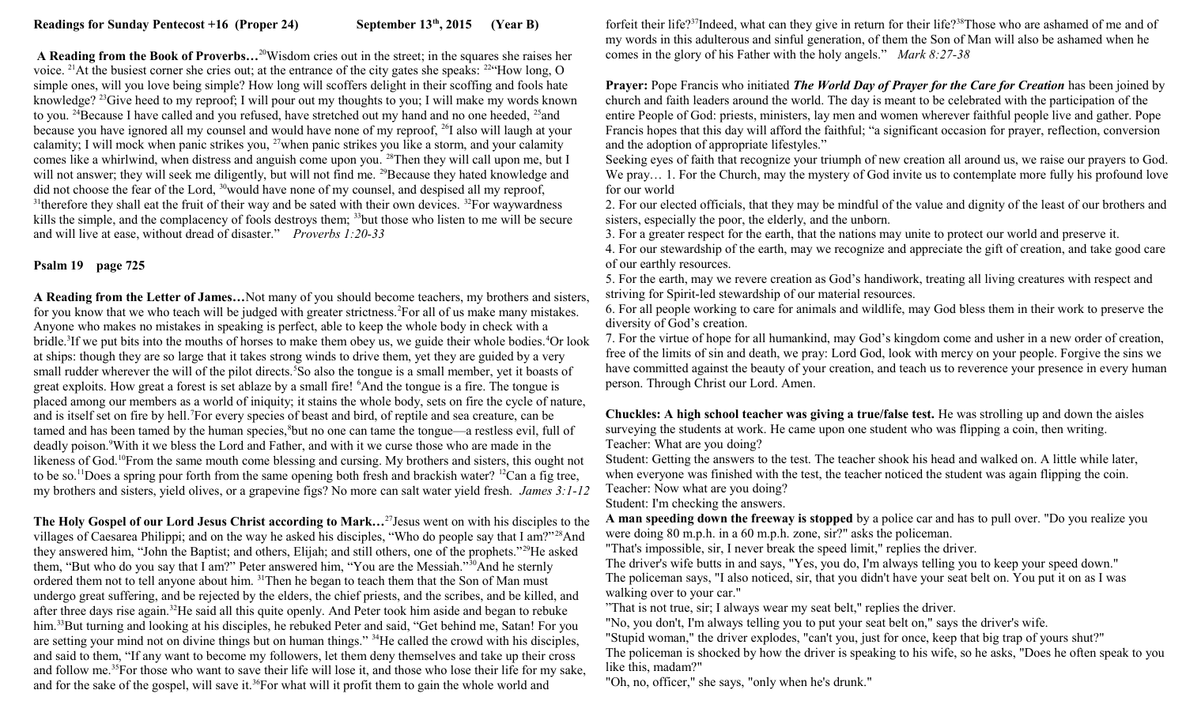**Readings for Sunday Pentecost +16 (Proper 24) September 13th, 2015 (Year B)**

**A Reading from the Book of Proverbs…**[20]Wisdom cries out in the street; in the squares she raises her voice. [21]At the busiest corner she cries out; at the entrance of the city gates she speaks: [22]"How long, O simple ones, will you love being simple? How long will scoffers delight in their scoffing and fools hate knowledge? [23]Give heed to my reproof; I will pour out my thoughts to you; I will make my words known to you. [24]Because I have called and you refused, have stretched out my hand and no one heeded, [25]and because you have ignored all my counsel and would have none of my reproof, [26]I also will laugh at your calamity; I will mock when panic strikes you, [27]when panic strikes you like a storm, and your calamity comes like a whirlwind, when distress and anguish come upon you. [28]Then they will call upon me, but I will not answer; they will seek me diligently, but will not find me. [29]Because they hated knowledge and did not choose the fear of the Lord, [30]would have none of my counsel, and despised all my reproof, [31]therefore they shall eat the fruit of their way and be sated with their own devices. [32]For waywardness kills the simple, and the complacency of fools destroys them; [33]but those who listen to me will be secure and will live at ease, without dread of disaster." *Proverbs 1:20-33*

**Psalm 19 page 725**

**A Reading from the Letter of James…**Not many of you should become teachers, my brothers and sisters, for you know that we who teach will be judged with greater strictness.[2]For all of us make many mistakes. Anyone who makes no mistakes in speaking is perfect, able to keep the whole body in check with a bridle.[3]If we put bits into the mouths of horses to make them obey us, we guide their whole bodies.[4]Or look at ships: though they are so large that it takes strong winds to drive them, yet they are guided by a very small rudder wherever the will of the pilot directs.[5]So also the tongue is a small member, yet it boasts of great exploits. How great a forest is set ablaze by a small fire! [6]And the tongue is a fire. The tongue is placed among our members as a world of iniquity; it stains the whole body, sets on fire the cycle of nature, and is itself set on fire by hell.[7]For every species of beast and bird, of reptile and sea creature, can be tamed and has been tamed by the human species,[8]but no one can tame the tongue—a restless evil, full of deadly poison.[9]With it we bless the Lord and Father, and with it we curse those who are made in the likeness of God.[10]From the same mouth come blessing and cursing. My brothers and sisters, this ought not to be so.[11]Does a spring pour forth from the same opening both fresh and brackish water? [12]Can a fig tree, my brothers and sisters, yield olives, or a grapevine figs? No more can salt water yield fresh. *James 3:1-12*

**The Holy Gospel of our Lord Jesus Christ according to Mark…**[27]Jesus went on with his disciples to the villages of Caesarea Philippi; and on the way he asked his disciples, "Who do people say that I am?"[28]And they answered him, "John the Baptist; and others, Elijah; and still others, one of the prophets."[29]He asked them, "But who do you say that I am?" Peter answered him, "You are the Messiah."[30]And he sternly ordered them not to tell anyone about him. [31]Then he began to teach them that the Son of Man must undergo great suffering, and be rejected by the elders, the chief priests, and the scribes, and be killed, and after three days rise again.[32]He said all this quite openly. And Peter took him aside and began to rebuke him.[33]But turning and looking at his disciples, he rebuked Peter and said, "Get behind me, Satan! For you are setting your mind not on divine things but on human things." [34]He called the crowd with his disciples, and said to them, "If any want to become my followers, let them deny themselves and take up their cross and follow me.[35]For those who want to save their life will lose it, and those who lose their life for my sake, and for the sake of the gospel, will save it.[36]For what will it profit them to gain the whole world and forfeit their life?[37]Indeed, what can they give in return for their life?[38]Those who are ashamed of me and of my words in this adulterous and sinful generation, of them the Son of Man will also be ashamed when he comes in the glory of his Father with the holy angels." *Mark 8:27-38*

**Prayer:** Pope Francis who initiated ***The World Day of Prayer for the Care for Creation*** has been joined by church and faith leaders around the world. The day is meant to be celebrated with the participation of the entire People of God: priests, ministers, lay men and women wherever faithful people live and gather. Pope Francis hopes that this day will afford the faithful; "a significant occasion for prayer, reflection, conversion and the adoption of appropriate lifestyles."

Seeking eyes of faith that recognize your triumph of new creation all around us, we raise our prayers to God. We pray… 1. For the Church, may the mystery of God invite us to contemplate more fully his profound love for our world

2. For our elected officials, that they may be mindful of the value and dignity of the least of our brothers and sisters, especially the poor, the elderly, and the unborn.

3. For a greater respect for the earth, that the nations may unite to protect our world and preserve it.

4. For our stewardship of the earth, may we recognize and appreciate the gift of creation, and take good care of our earthly resources.

5. For the earth, may we revere creation as God's handiwork, treating all living creatures with respect and striving for Spirit-led stewardship of our material resources.

6. For all people working to care for animals and wildlife, may God bless them in their work to preserve the diversity of God's creation.

7. For the virtue of hope for all humankind, may God's kingdom come and usher in a new order of creation, free of the limits of sin and death, we pray: Lord God, look with mercy on your people. Forgive the sins we have committed against the beauty of your creation, and teach us to reverence your presence in every human person. Through Christ our Lord. Amen.

**Chuckles: A high school teacher was giving a true/false test.** He was strolling up and down the aisles surveying the students at work. He came upon one student who was flipping a coin, then writing.

Teacher: What are you doing?

Student: Getting the answers to the test. The teacher shook his head and walked on. A little while later, when everyone was finished with the test, the teacher noticed the student was again flipping the coin.

Teacher: Now what are you doing?

Student: I'm checking the answers.

**A man speeding down the freeway is stopped** by a police car and has to pull over. "Do you realize you were doing 80 m.p.h. in a 60 m.p.h. zone, sir?" asks the policeman.

"That's impossible, sir, I never break the speed limit," replies the driver.

The driver's wife butts in and says, "Yes, you do, I'm always telling you to keep your speed down."

The policeman says, "I also noticed, sir, that you didn't have your seat belt on. You put it on as I was walking over to your car."

"That is not true, sir; I always wear my seat belt," replies the driver.

"No, you don't, I'm always telling you to put your seat belt on," says the driver's wife.

"Stupid woman," the driver explodes, "can't you, just for once, keep that big trap of yours shut?"

The policeman is shocked by how the driver is speaking to his wife, so he asks, "Does he often speak to you like this, madam?"

"Oh, no, officer," she says, "only when he's drunk."